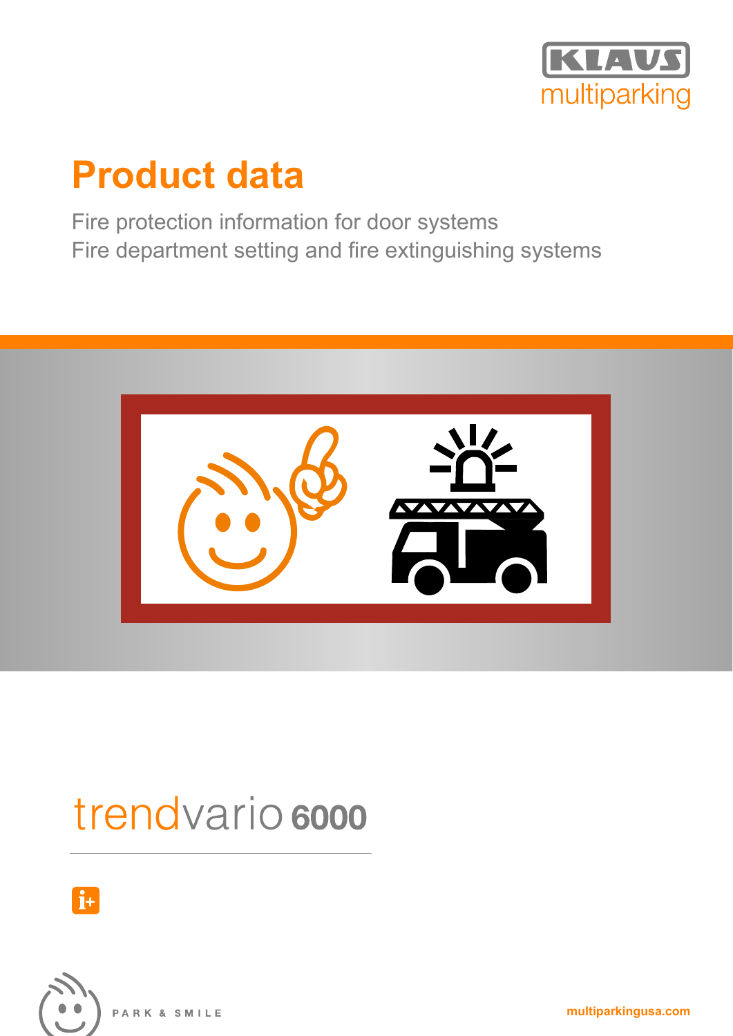KLAUS multiparking

# Product data

Fire protection information for door systems
Fire department setting and fire extinguishing systems

## trendvario 6000

PARK & SMILE

multiparkingusa.com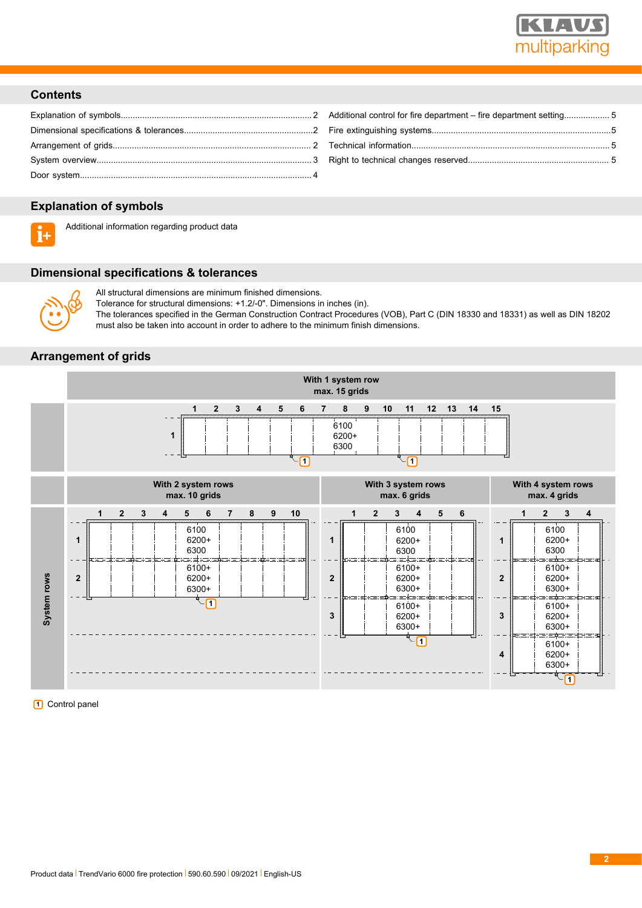## Contents

| | | | |
|---|---|---|---|
| Explanation of symbols | 2 | Additional control for fire department – fire department setting | 5 |
| Dimensional specifications & tolerances | 2 | Fire extinguishing systems | 5 |
| Arrangement of grids | 2 | Technical information | 5 |
| System overview | 3 | Right to technical changes reserved | 5 |
| Door system | 4 | | |

## Explanation of symbols

Additional information regarding product data

## Dimensional specifications & tolerances

All structural dimensions are minimum finished dimensions.
Tolerance for structural dimensions: +1.2/-0". Dimensions in inches (in).
The tolerances specified in the German Construction Contract Procedures (VOB), Part C (DIN 18330 and 18331) as well as DIN 18202 must also be taken into account in order to adhere to the minimum finish dimensions.

## Arrangement of grids

**With 1 system row**
**max. 15 grids**

Grids 1–15; system row 1: 6100 / 6200+ / 6300

**With 2 system rows**
**max. 10 grids**

Grids 1–10; system row 1: 6100 / 6200+ / 6300; system row 2: 6100+ / 6200+ / 6300+

**With 3 system rows**
**max. 6 grids**

Grids 1–6; system row 1: 6100 / 6200+ / 6300; system rows 2–3: 6100+ / 6200+ / 6300+

**With 4 system rows**
**max. 4 grids**

Grids 1–4; system row 1: 6100 / 6200+ / 6300; system rows 2–4: 6100+ / 6200+ / 6300+

System rows

1 Control panel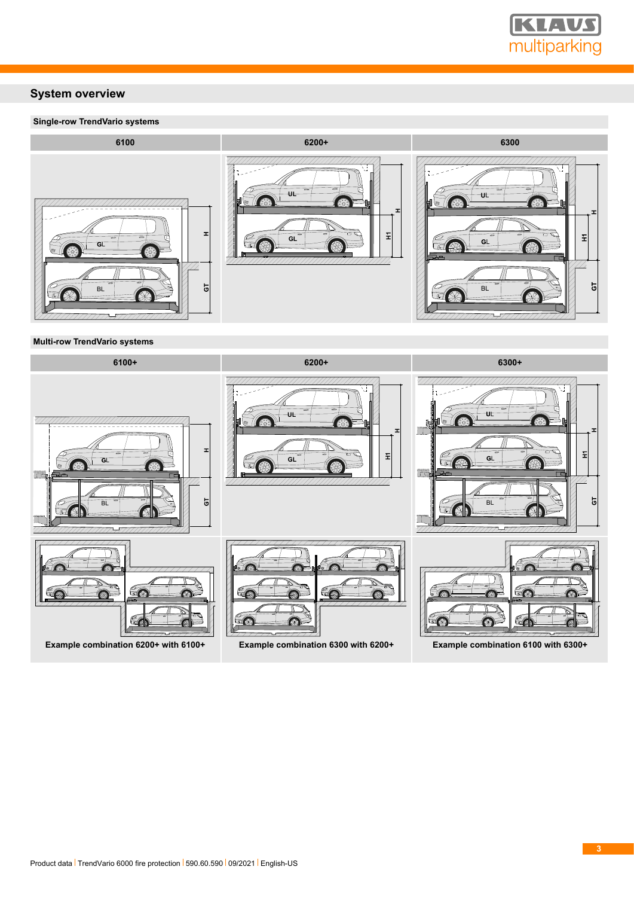## System overview

### Single-row TrendVario systems

| 6100 | 6200+ | 6300 |
|---|---|---|

### Multi-row TrendVario systems

| 6100+ | 6200+ | 6300+ |
|---|---|---|

Example combination 6200+ with 6100+

Example combination 6300 with 6200+

Example combination 6100 with 6300+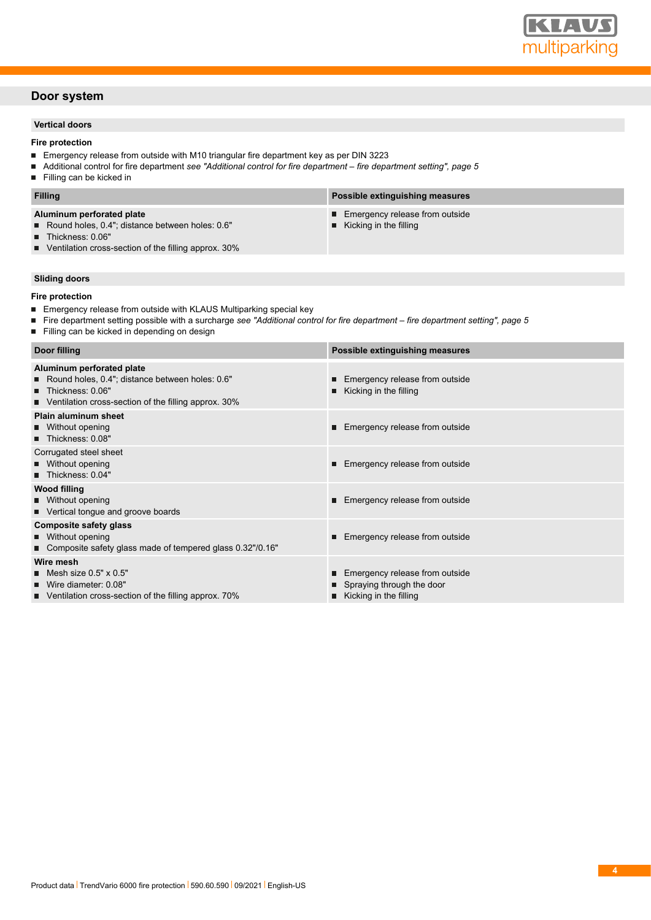## Door system

### Vertical doors

**Fire protection**

- Emergency release from outside with M10 triangular fire department key as per DIN 3223
- Additional control for fire department *see "Additional control for fire department – fire department setting", page 5*
- Filling can be kicked in

| Filling | Possible extinguishing measures |
|---|---|
| **Aluminum perforated plate**<br>■ Round holes, 0.4"; distance between holes: 0.6"<br>■ Thickness: 0.06"<br>■ Ventilation cross-section of the filling approx. 30% | ■ Emergency release from outside<br>■ Kicking in the filling |

### Sliding doors

**Fire protection**

- Emergency release from outside with KLAUS Multiparking special key
- Fire department setting possible with a surcharge *see "Additional control for fire department – fire department setting", page 5*
- Filling can be kicked in depending on design

| Door filling | Possible extinguishing measures |
|---|---|
| **Aluminum perforated plate**<br>■ Round holes, 0.4"; distance between holes: 0.6"<br>■ Thickness: 0.06"<br>■ Ventilation cross-section of the filling approx. 30% | ■ Emergency release from outside<br>■ Kicking in the filling |
| **Plain aluminum sheet**<br>■ Without opening<br>■ Thickness: 0.08" | ■ Emergency release from outside |
| Corrugated steel sheet<br>■ Without opening<br>■ Thickness: 0.04" | ■ Emergency release from outside |
| **Wood filling**<br>■ Without opening<br>■ Vertical tongue and groove boards | ■ Emergency release from outside |
| **Composite safety glass**<br>■ Without opening<br>■ Composite safety glass made of tempered glass 0.32"/0.16" | ■ Emergency release from outside |
| **Wire mesh**<br>■ Mesh size 0.5" x 0.5"<br>■ Wire diameter: 0.08"<br>■ Ventilation cross-section of the filling approx. 70% | ■ Emergency release from outside<br>■ Spraying through the door<br>■ Kicking in the filling |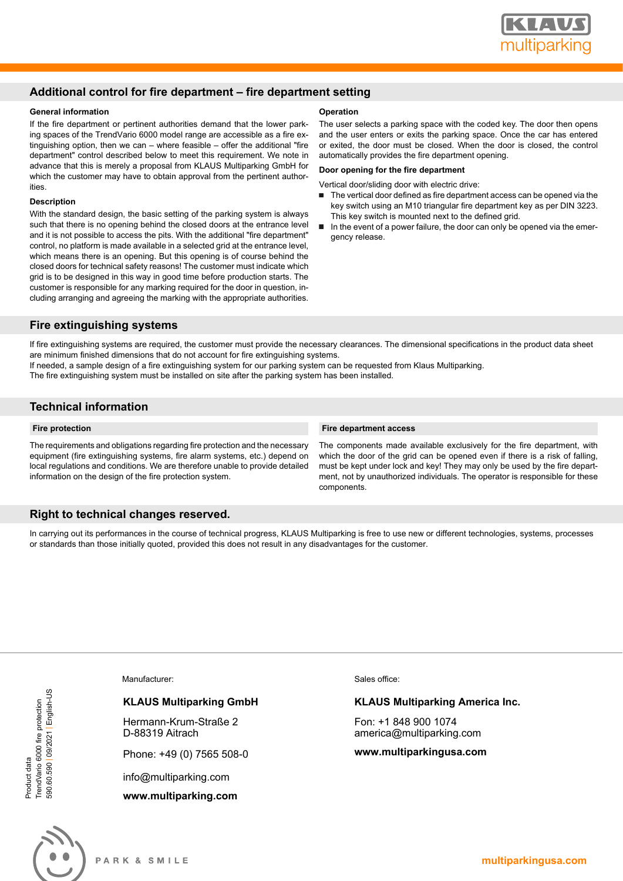## Additional control for fire department – fire department setting

**General information**

If the fire department or pertinent authorities demand that the lower parking spaces of the TrendVario 6000 model range are accessible as a fire extinguishing option, then we can – where feasible – offer the additional "fire department" control described below to meet this requirement. We note in advance that this is merely a proposal from KLAUS Multiparking GmbH for which the customer may have to obtain approval from the pertinent authorities.

**Description**

With the standard design, the basic setting of the parking system is always such that there is no opening behind the closed doors at the entrance level and it is not possible to access the pits. With the additional "fire department" control, no platform is made available in a selected grid at the entrance level, which means there is an opening. But this opening is of course behind the closed doors for technical safety reasons! The customer must indicate which grid is to be designed in this way in good time before production starts. The customer is responsible for any marking required for the door in question, including arranging and agreeing the marking with the appropriate authorities.

**Operation**

The user selects a parking space with the coded key. The door then opens and the user enters or exits the parking space. Once the car has entered or exited, the door must be closed. When the door is closed, the control automatically provides the fire department opening.

**Door opening for the fire department**

Vertical door/sliding door with electric drive:

- The vertical door defined as fire department access can be opened via the key switch using an M10 triangular fire department key as per DIN 3223. This key switch is mounted next to the defined grid.
- In the event of a power failure, the door can only be opened via the emergency release.

## Fire extinguishing systems

If fire extinguishing systems are required, the customer must provide the necessary clearances. The dimensional specifications in the product data sheet are minimum finished dimensions that do not account for fire extinguishing systems.
If needed, a sample design of a fire extinguishing system for our parking system can be requested from Klaus Multiparking.
The fire extinguishing system must be installed on site after the parking system has been installed.

## Technical information

### Fire protection

The requirements and obligations regarding fire protection and the necessary equipment (fire extinguishing systems, fire alarm systems, etc.) depend on local regulations and conditions. We are therefore unable to provide detailed information on the design of the fire protection system.

### Fire department access

The components made available exclusively for the fire department, with which the door of the grid can be opened even if there is a risk of falling, must be kept under lock and key! They may only be used by the fire department, not by unauthorized individuals. The operator is responsible for these components.

## Right to technical changes reserved.

In carrying out its performances in the course of technical progress, KLAUS Multiparking is free to use new or different technologies, systems, processes or standards than those initially quoted, provided this does not result in any disadvantages for the customer.

Product data
TrendVario 6000 fire protection
590.60.590 | 09/2021 | English-US

Manufacturer:

**KLAUS Multiparking GmbH**

Hermann-Krum-Straße 2
D-88319 Aitrach

Phone: +49 (0) 7565 508-0

info@multiparking.com

**www.multiparking.com**

Sales office:

**KLAUS Multiparking America Inc.**

Fon: +1 848 900 1074
america@multiparking.com

**www.multiparkingusa.com**

PARK & SMILE

multiparkingusa.com